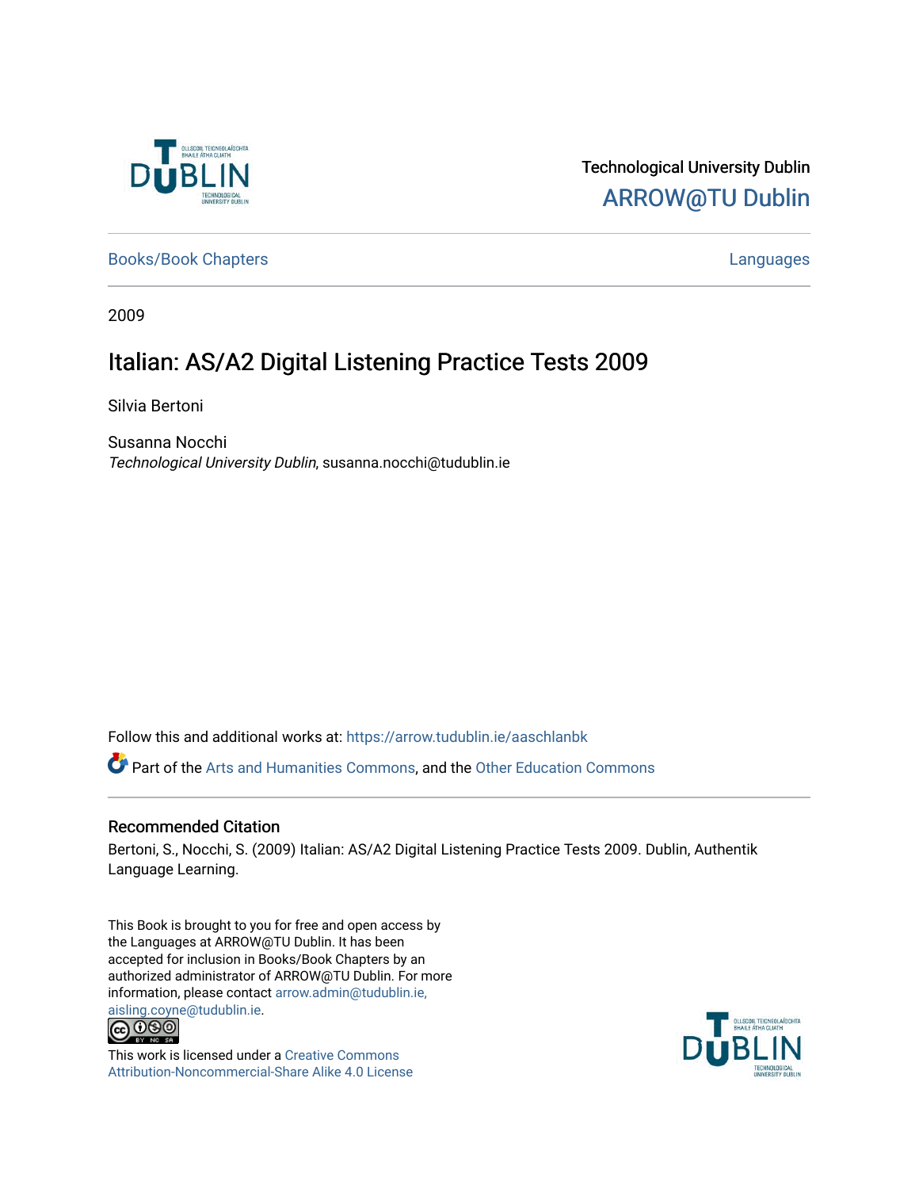Technological University Dublin

ARROW@TU Dublin

Books/Book Chapters

Languages

2009

# Italian: AS/A2 Digital Listening Practice Tests 2009

Silvia Bertoni

Susanna Nocchi
*Technological University Dublin*, susanna.nocchi@tudublin.ie

Follow this and additional works at: https://arrow.tudublin.ie/aaschlanbk

Part of the Arts and Humanities Commons, and the Other Education Commons

## Recommended Citation

Bertoni, S., Nocchi, S. (2009) Italian: AS/A2 Digital Listening Practice Tests 2009. Dublin, Authentik Language Learning.

This Book is brought to you for free and open access by the Languages at ARROW@TU Dublin. It has been accepted for inclusion in Books/Book Chapters by an authorized administrator of ARROW@TU Dublin. For more information, please contact arrow.admin@tudublin.ie, aisling.coyne@tudublin.ie.

This work is licensed under a Creative Commons Attribution-Noncommercial-Share Alike 4.0 License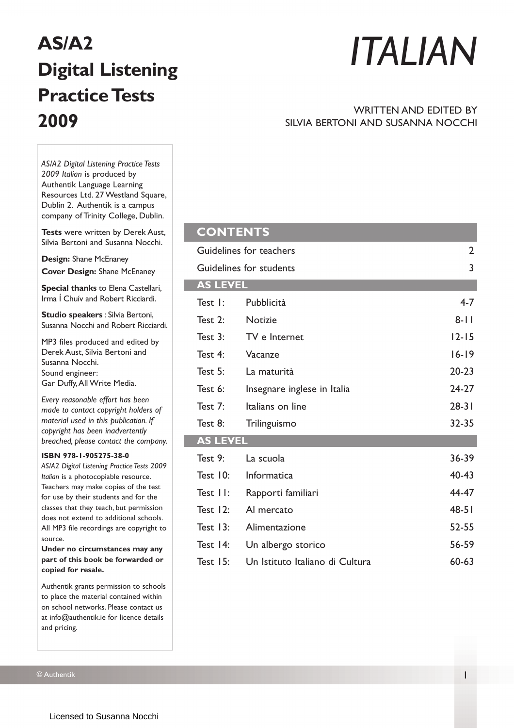# AS/A2 Digital Listening Practice Tests 2009

# *ITALIAN*

WRITTEN AND EDITED BY
SILVIA BERTONI AND SUSANNA NOCCHI

*AS/A2 Digital Listening Practice Tests 2009 Italian* is produced by Authentik Language Learning Resources Ltd. 27 Westland Square, Dublin 2. Authentik is a campus company of Trinity College, Dublin.

**Tests** were written by Derek Aust, Silvia Bertoni and Susanna Nocchi.

**Design:** Shane McEnaney

**Cover Design:** Shane McEnaney

**Special thanks** to Elena Castellari, Irma Í Chuív and Robert Ricciardi.

**Studio speakers** : Silvia Bertoni, Susanna Nocchi and Robert Ricciardi.

MP3 files produced and edited by Derek Aust, Silvia Bertoni and Susanna Nocchi.
Sound engineer:
Gar Duffy, All Write Media.

*Every reasonable effort has been made to contact copyright holders of material used in this publication. If copyright has been inadvertently breached, please contact the company.*

**ISBN 978-1-905275-38-0**

*AS/A2 Digital Listening Practice Tests 2009 Italian* is a photocopiable resource. Teachers may make copies of the test for use by their students and for the classes that they teach, but permission does not extend to additional schools. All MP3 file recordings are copyright to source.

**Under no circumstances may any part of this book be forwarded or copied for resale.**

Authentik grants permission to schools to place the material contained within on school networks. Please contact us at info@authentik.ie for licence details and pricing.

## CONTENTS

| | | |
|---|---|---|
| Guidelines for teachers | | 2 |
| Guidelines for students | | 3 |
| **AS LEVEL** | | |
| Test 1: | Pubblicità | 4-7 |
| Test 2: | Notizie | 8-11 |
| Test 3: | TV e Internet | 12-15 |
| Test 4: | Vacanze | 16-19 |
| Test 5: | La maturità | 20-23 |
| Test 6: | Insegnare inglese in Italia | 24-27 |
| Test 7: | Italians on line | 28-31 |
| Test 8: | Trilinguismo | 32-35 |
| **AS LEVEL** | | |
| Test 9: | La scuola | 36-39 |
| Test 10: | Informatica | 40-43 |
| Test 11: | Rapporti familiari | 44-47 |
| Test 12: | Al mercato | 48-51 |
| Test 13: | Alimentazione | 52-55 |
| Test 14: | Un albergo storico | 56-59 |
| Test 15: | Un Istituto Italiano di Cultura | 60-63 |

© Authentik

Licensed to Susanna Nocchi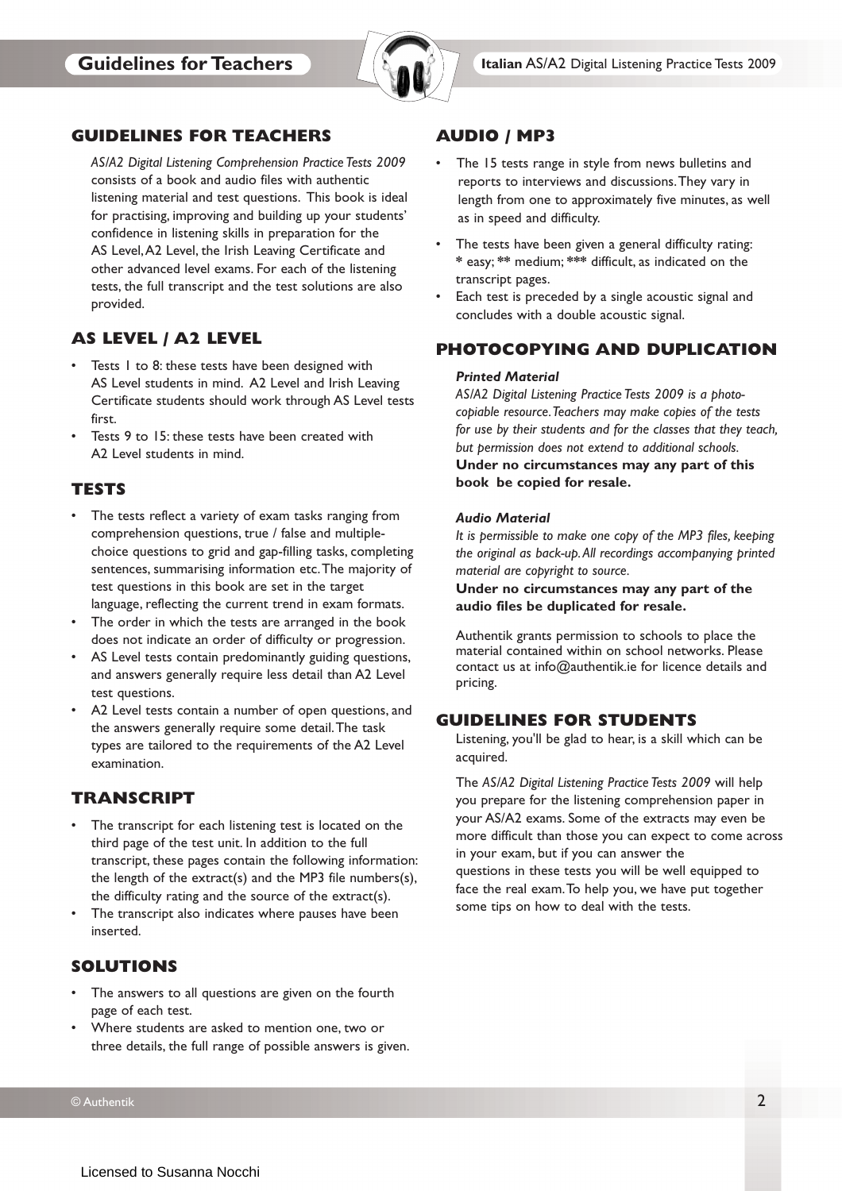## GUIDELINES FOR TEACHERS

*AS/A2 Digital Listening Comprehension Practice Tests 2009* consists of a book and audio files with authentic listening material and test questions. This book is ideal for practising, improving and building up your students' confidence in listening skills in preparation for the AS Level, A2 Level, the Irish Leaving Certificate and other advanced level exams. For each of the listening tests, the full transcript and the test solutions are also provided.

## AS LEVEL / A2 LEVEL

- Tests 1 to 8: these tests have been designed with AS Level students in mind. A2 Level and Irish Leaving Certificate students should work through AS Level tests first.
- Tests 9 to 15: these tests have been created with A2 Level students in mind.

## TESTS

- The tests reflect a variety of exam tasks ranging from comprehension questions, true / false and multiple-choice questions to grid and gap-filling tasks, completing sentences, summarising information etc. The majority of test questions in this book are set in the target language, reflecting the current trend in exam formats.
- The order in which the tests are arranged in the book does not indicate an order of difficulty or progression.
- AS Level tests contain predominantly guiding questions, and answers generally require less detail than A2 Level test questions.
- A2 Level tests contain a number of open questions, and the answers generally require some detail. The task types are tailored to the requirements of the A2 Level examination.

## TRANSCRIPT

- The transcript for each listening test is located on the third page of the test unit. In addition to the full transcript, these pages contain the following information: the length of the extract(s) and the MP3 file numbers(s), the difficulty rating and the source of the extract(s).
- The transcript also indicates where pauses have been inserted.

## SOLUTIONS

- The answers to all questions are given on the fourth page of each test.
- Where students are asked to mention one, two or three details, the full range of possible answers is given.

## AUDIO / MP3

- The 15 tests range in style from news bulletins and reports to interviews and discussions. They vary in length from one to approximately five minutes, as well as in speed and difficulty.
- The tests have been given a general difficulty rating: * easy; ** medium; *** difficult, as indicated on the transcript pages.
- Each test is preceded by a single acoustic signal and concludes with a double acoustic signal.

## PHOTOCOPYING AND DUPLICATION

***Printed Material***

*AS/A2 Digital Listening Practice Tests 2009 is a photocopiable resource. Teachers may make copies of the tests for use by their students and for the classes that they teach, but permission does not extend to additional schools.*

**Under no circumstances may any part of this book be copied for resale.**

***Audio Material***

*It is permissible to make one copy of the MP3 files, keeping the original as back-up. All recordings accompanying printed material are copyright to source.*

**Under no circumstances may any part of the audio files be duplicated for resale.**

Authentik grants permission to schools to place the material contained within on school networks. Please contact us at info@authentik.ie for licence details and pricing.

## GUIDELINES FOR STUDENTS

Listening, you'll be glad to hear, is a skill which can be acquired.

The *AS/A2 Digital Listening Practice Tests 2009* will help you prepare for the listening comprehension paper in your AS/A2 exams. Some of the extracts may even be more difficult than those you can expect to come across in your exam, but if you can answer the questions in these tests you will be well equipped to face the real exam. To help you, we have put together some tips on how to deal with the tests.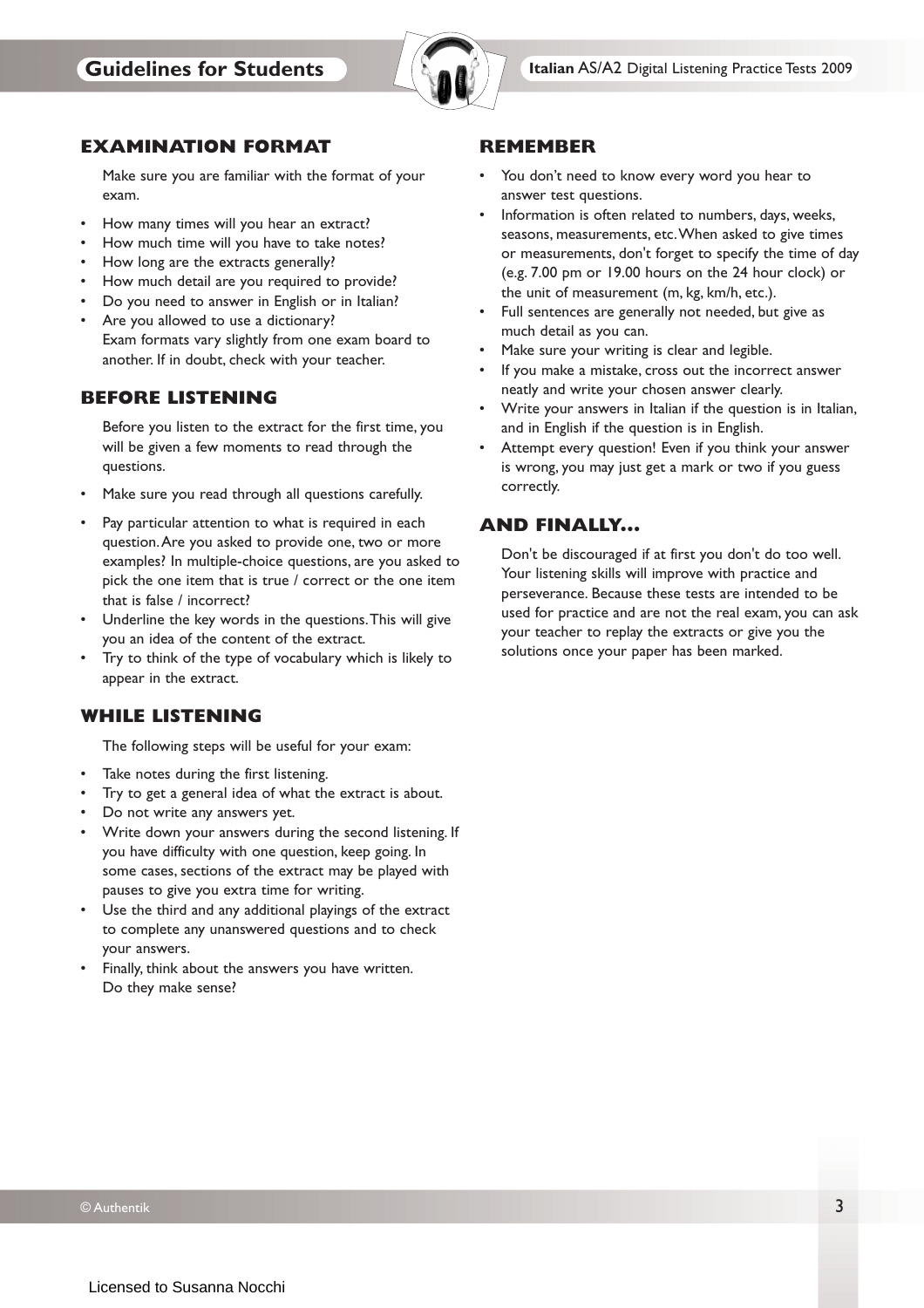# Guidelines for Students

## EXAMINATION FORMAT

Make sure you are familiar with the format of your exam.

- How many times will you hear an extract?
- How much time will you have to take notes?
- How long are the extracts generally?
- How much detail are you required to provide?
- Do you need to answer in English or in Italian?
- Are you allowed to use a dictionary?
  Exam formats vary slightly from one exam board to another. If in doubt, check with your teacher.

## BEFORE LISTENING

Before you listen to the extract for the first time, you will be given a few moments to read through the questions.

- Make sure you read through all questions carefully.
- Pay particular attention to what is required in each question. Are you asked to provide one, two or more examples? In multiple-choice questions, are you asked to pick the one item that is true / correct or the one item that is false / incorrect?
- Underline the key words in the questions. This will give you an idea of the content of the extract.
- Try to think of the type of vocabulary which is likely to appear in the extract.

## WHILE LISTENING

The following steps will be useful for your exam:

- Take notes during the first listening.
- Try to get a general idea of what the extract is about.
- Do not write any answers yet.
- Write down your answers during the second listening. If you have difficulty with one question, keep going. In some cases, sections of the extract may be played with pauses to give you extra time for writing.
- Use the third and any additional playings of the extract to complete any unanswered questions and to check your answers.
- Finally, think about the answers you have written. Do they make sense?

## REMEMBER

- You don't need to know every word you hear to answer test questions.
- Information is often related to numbers, days, weeks, seasons, measurements, etc. When asked to give times or measurements, don't forget to specify the time of day (e.g. 7.00 pm or 19.00 hours on the 24 hour clock) or the unit of measurement (m, kg, km/h, etc.).
- Full sentences are generally not needed, but give as much detail as you can.
- Make sure your writing is clear and legible.
- If you make a mistake, cross out the incorrect answer neatly and write your chosen answer clearly.
- Write your answers in Italian if the question is in Italian, and in English if the question is in English.
- Attempt every question! Even if you think your answer is wrong, you may just get a mark or two if you guess correctly.

## AND FINALLY...

Don't be discouraged if at first you don't do too well. Your listening skills will improve with practice and perseverance. Because these tests are intended to be used for practice and are not the real exam, you can ask your teacher to replay the extracts or give you the solutions once your paper has been marked.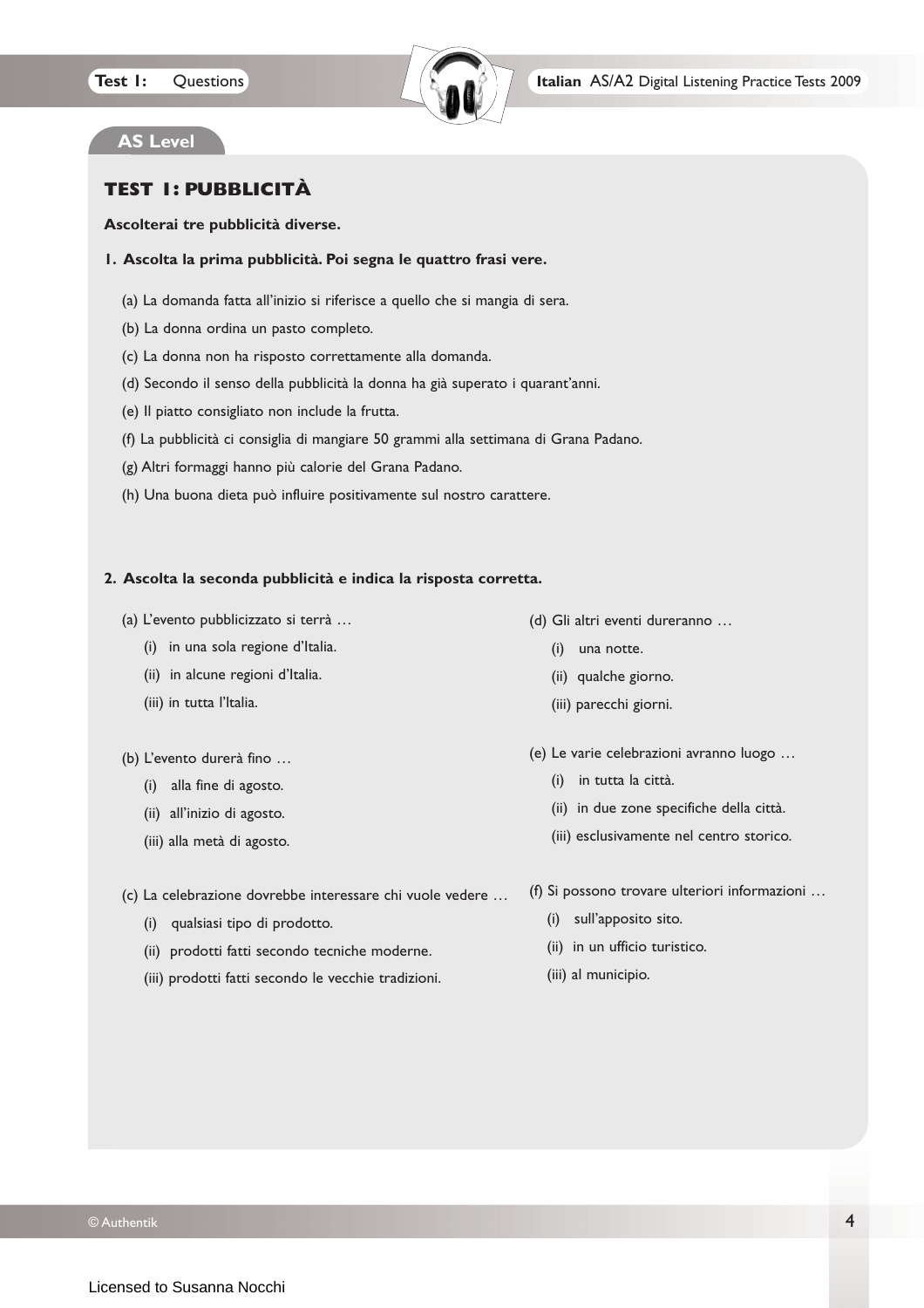## AS Level

### TEST 1: PUBBLICITÀ

**Ascolterai tre pubblicità diverse.**

**1. Ascolta la prima pubblicità. Poi segna le quattro frasi vere.**

(a) La domanda fatta all'inizio si riferisce a quello che si mangia di sera.

(b) La donna ordina un pasto completo.

(c) La donna non ha risposto correttamente alla domanda.

(d) Secondo il senso della pubblicità la donna ha già superato i quarant'anni.

(e) Il piatto consigliato non include la frutta.

(f) La pubblicità ci consiglia di mangiare 50 grammi alla settimana di Grana Padano.

(g) Altri formaggi hanno più calorie del Grana Padano.

(h) Una buona dieta può influire positivamente sul nostro carattere.

**2. Ascolta la seconda pubblicità e indica la risposta corretta.**

(a) L'evento pubblicizzato si terrà …

- (i) in una sola regione d'Italia.
- (ii) in alcune regioni d'Italia.
- (iii) in tutta l'Italia.

(b) L'evento durerà fino …

- (i) alla fine di agosto.
- (ii) all'inizio di agosto.
- (iii) alla metà di agosto.

(c) La celebrazione dovrebbe interessare chi vuole vedere …

- (i) qualsiasi tipo di prodotto.
- (ii) prodotti fatti secondo tecniche moderne.
- (iii) prodotti fatti secondo le vecchie tradizioni.

(d) Gli altri eventi dureranno …

- (i) una notte.
- (ii) qualche giorno.
- (iii) parecchi giorni.

(e) Le varie celebrazioni avranno luogo …

- (i) in tutta la città.
- (ii) in due zone specifiche della città.
- (iii) esclusivamente nel centro storico.

(f) Si possono trovare ulteriori informazioni …

- (i) sull'apposito sito.
- (ii) in un ufficio turistico.
- (iii) al municipio.

© Authentik

Licensed to Susanna Nocchi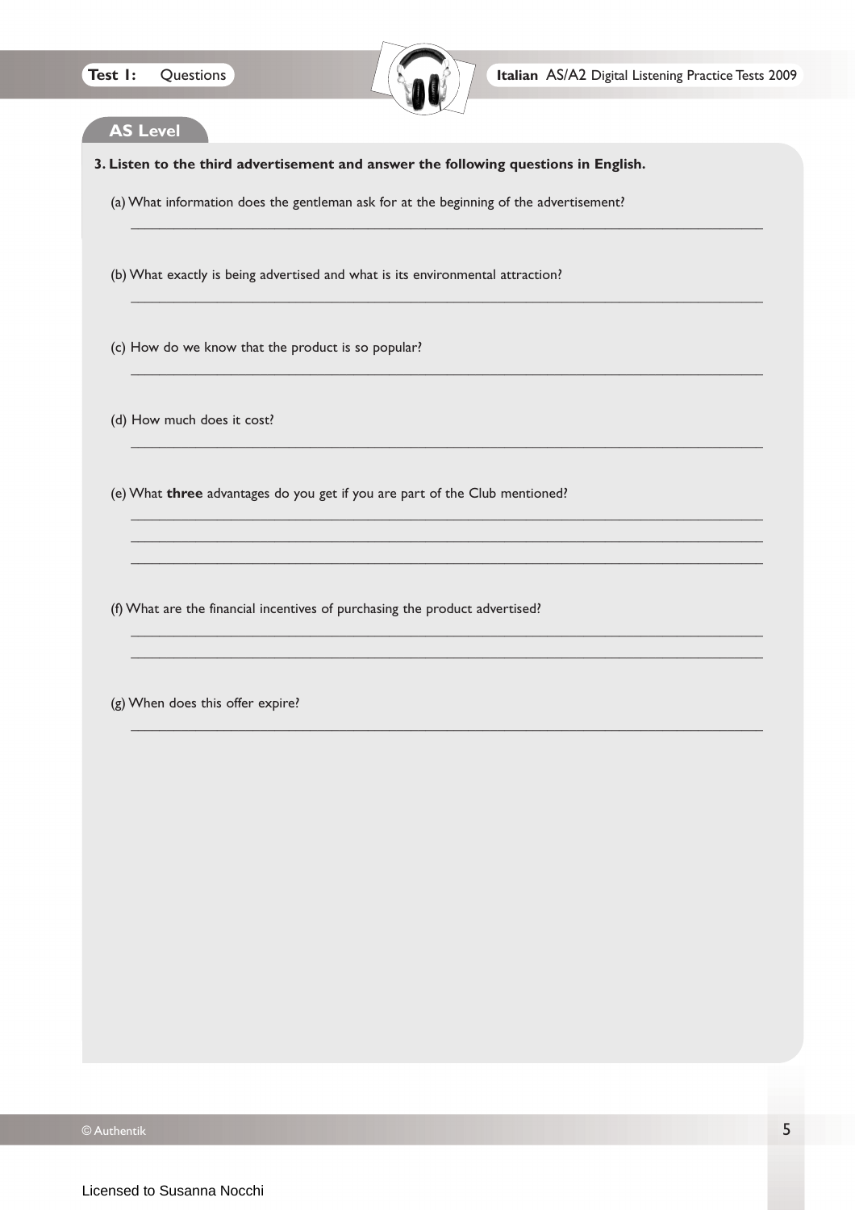## AS Level

**3. Listen to the third advertisement and answer the following questions in English.**

(a) What information does the gentleman ask for at the beginning of the advertisement?

_______________________________________________________________________________

(b) What exactly is being advertised and what is its environmental attraction?

_______________________________________________________________________________

(c) How do we know that the product is so popular?

_______________________________________________________________________________

(d) How much does it cost?

_______________________________________________________________________________

(e) What **three** advantages do you get if you are part of the Club mentioned?

_______________________________________________________________________________

_______________________________________________________________________________

_______________________________________________________________________________

(f) What are the financial incentives of purchasing the product advertised?

_______________________________________________________________________________

_______________________________________________________________________________

(g) When does this offer expire?

_______________________________________________________________________________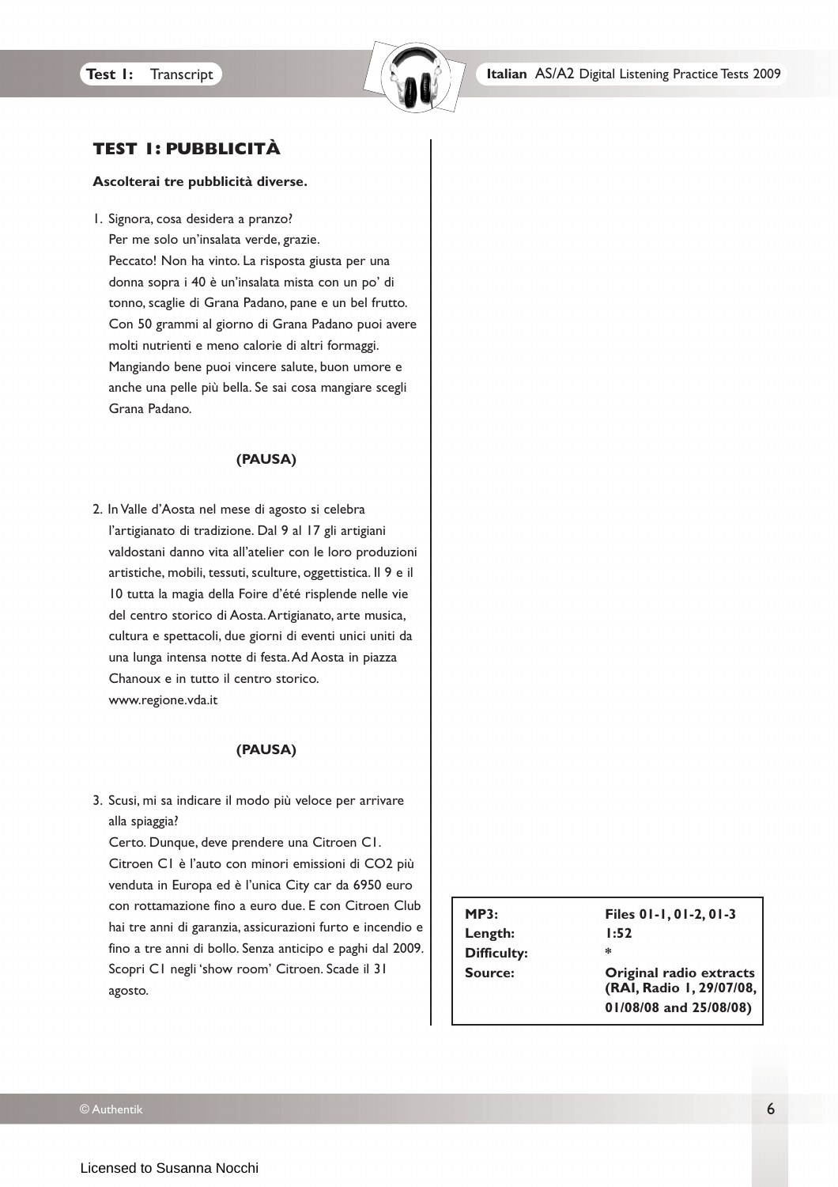## TEST 1: PUBBLICITÀ

**Ascolterai tre pubblicità diverse.**

1. Signora, cosa desidera a pranzo?
   Per me solo un'insalata verde, grazie.
   Peccato! Non ha vinto. La risposta giusta per una donna sopra i 40 è un'insalata mista con un po' di tonno, scaglie di Grana Padano, pane e un bel frutto. Con 50 grammi al giorno di Grana Padano puoi avere molti nutrienti e meno calorie di altri formaggi. Mangiando bene puoi vincere salute, buon umore e anche una pelle più bella. Se sai cosa mangiare scegli Grana Padano.

**(PAUSA)**

2. In Valle d'Aosta nel mese di agosto si celebra l'artigianato di tradizione. Dal 9 al 17 gli artigiani valdostani danno vita all'atelier con le loro produzioni artistiche, mobili, tessuti, sculture, oggettistica. Il 9 e il 10 tutta la magia della Foire d'été risplende nelle vie del centro storico di Aosta. Artigianato, arte musica, cultura e spettacoli, due giorni di eventi unici uniti da una lunga intensa notte di festa. Ad Aosta in piazza Chanoux e in tutto il centro storico. www.regione.vda.it

**(PAUSA)**

3. Scusi, mi sa indicare il modo più veloce per arrivare alla spiaggia?
   Certo. Dunque, deve prendere una Citroen C1.
   Citroen C1 è l'auto con minori emissioni di $CO_2$ più venduta in Europa ed è l'unica City car da 6950 euro con rottamazione fino a euro due. E con Citroen Club hai tre anni di garanzia, assicurazioni furto e incendio e fino a tre anni di bollo. Senza anticipo e paghi dal 2009. Scopri C1 negli 'show room' Citroen. Scade il 31 agosto.

| | |
|---|---|
| **MP3:** | **Files 01-1, 01-2, 01-3** |
| **Length:** | **1:52** |
| **Difficulty:** | * |
| **Source:** | **Original radio extracts (RAI, Radio 1, 29/07/08, 01/08/08 and 25/08/08)** |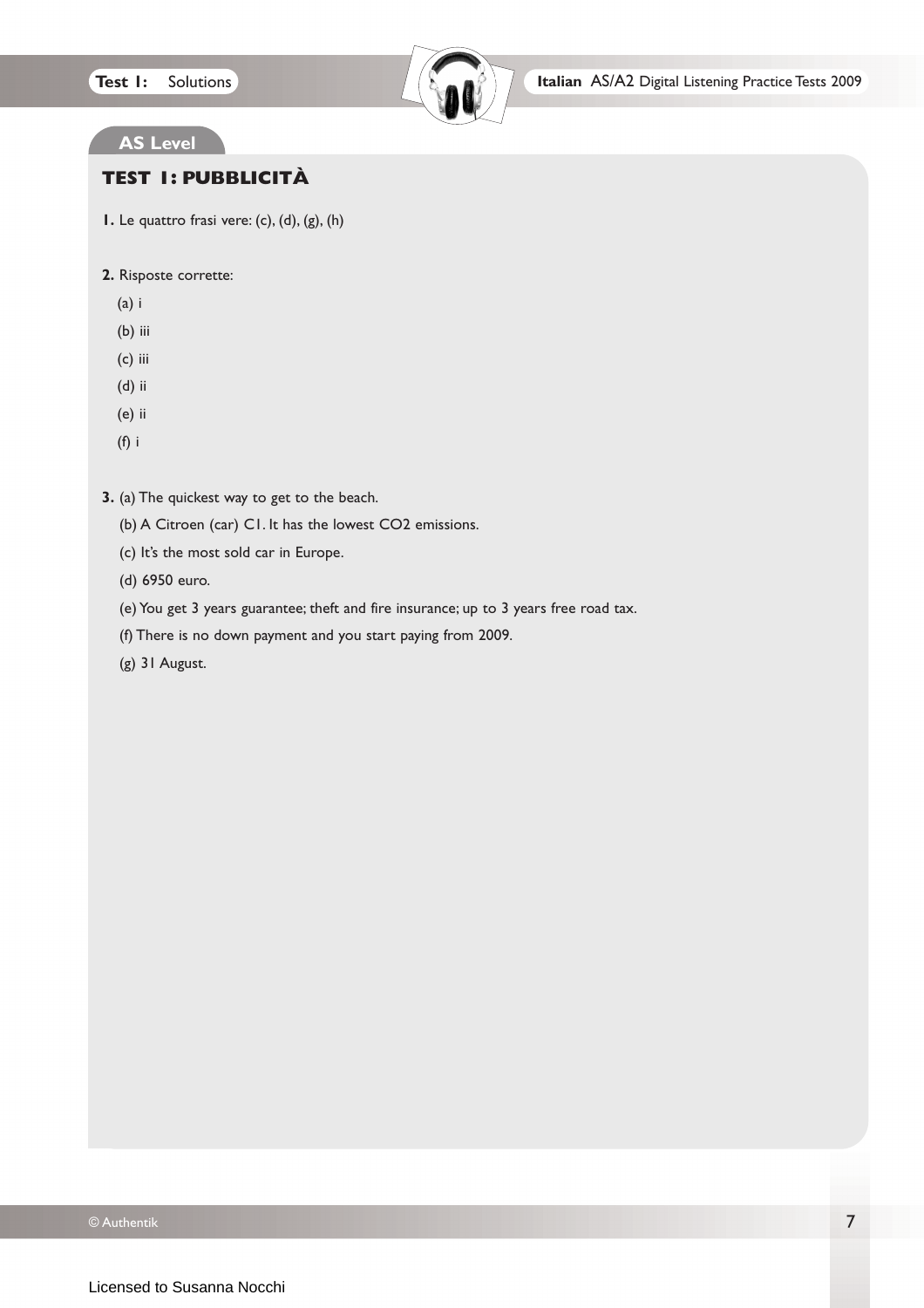## AS Level

### TEST 1: PUBBLICITÀ

**1.** Le quattro frasi vere: (c), (d), (g), (h)

**2.** Risposte corrette:

(a) i

(b) iii

(c) iii

(d) ii

(e) ii

(f) i

**3.** (a) The quickest way to get to the beach.

(b) A Citroen (car) C1. It has the lowest $CO_2$ emissions.

(c) It's the most sold car in Europe.

(d) 6950 euro.

(e) You get 3 years guarantee; theft and fire insurance; up to 3 years free road tax.

(f) There is no down payment and you start paying from 2009.

(g) 31 August.

Licensed to Susanna Nocchi